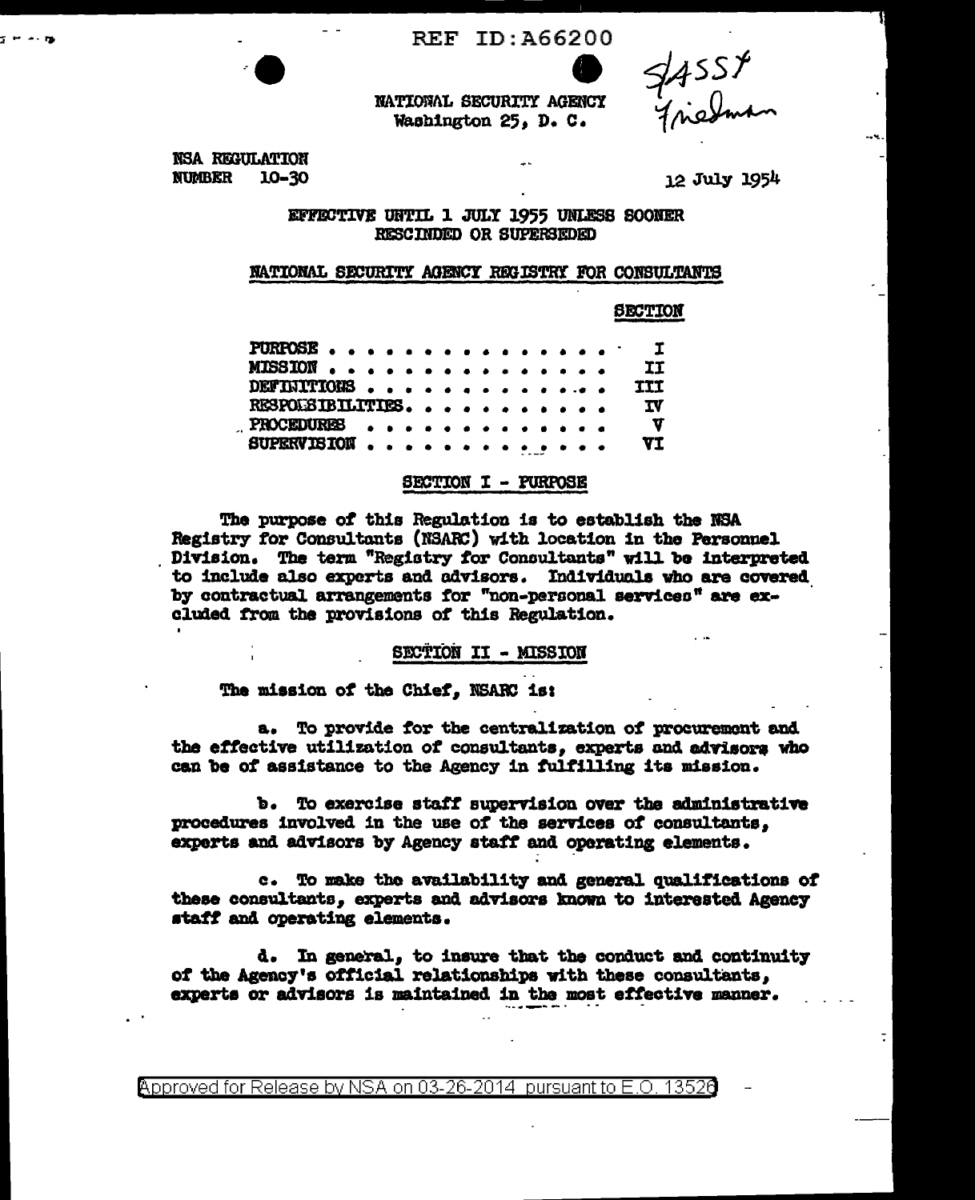REF ID:A66200

$14557 Friedman

NATIONAL SECURITY AGENCY
Washington 25, D. C.

NSA REGULATION
NUMBER 10-30

12 July 1954

EFFECTIVE UNTIL 1 JULY 1955 UNLESS SOONER RESCINDED OR SUPERSEDED

## NATIONAL SECURITY AGENCY REGISTRY FOR CONSULTANTS

| | SECTION |
|---|---|
| PURPOSE | I |
| MISSION | II |
| DEFINITIONS | III |
| RESPONSIBILITIES | IV |
| PROCEDURES | V |
| SUPERVISION | VI |

### SECTION I - PURPOSE

The purpose of this Regulation is to establish the NSA Registry for Consultants (NSARC) with location in the Personnel Division. The term "Registry for Consultants" will be interpreted to include also experts and advisors. Individuals who are covered by contractual arrangements for "non-personal services" are excluded from the provisions of this Regulation.

### SECTION II - MISSION

The mission of the Chief, NSARC is:

a. To provide for the centralization of procurement and the effective utilization of consultants, experts and advisors who can be of assistance to the Agency in fulfilling its mission.

b. To exercise staff supervision over the administrative procedures involved in the use of the services of consultants, experts and advisors by Agency staff and operating elements.

c. To make the availability and general qualifications of these consultants, experts and advisors known to interested Agency staff and operating elements.

d. In general, to insure that the conduct and continuity of the Agency's official relationships with these consultants, experts or advisors is maintained in the most effective manner.

Approved for Release by NSA on 03-26-2014 pursuant to E.O. 13526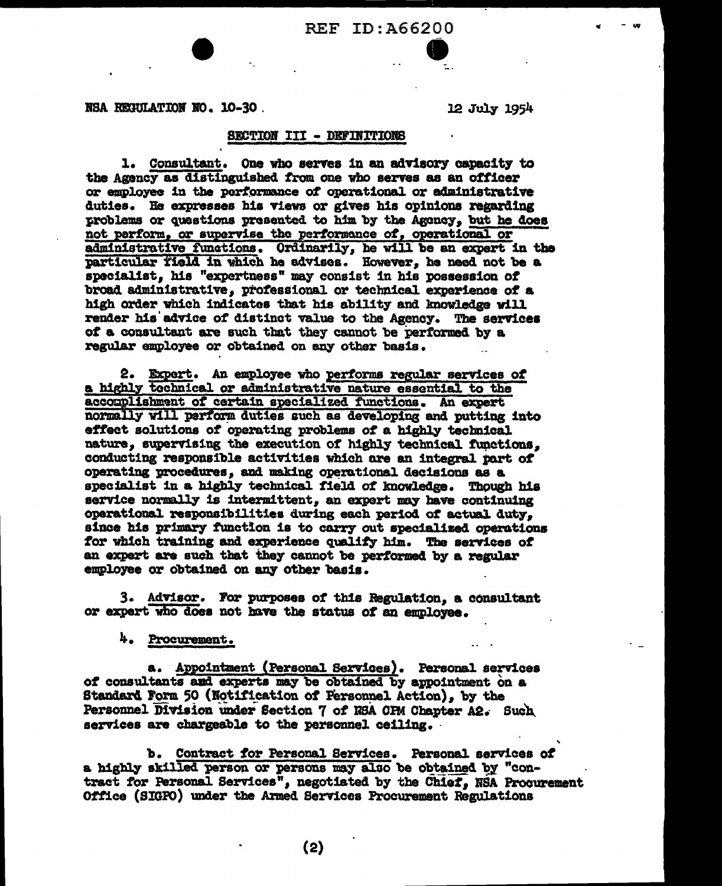NSA REGULATION NO. 10-30 12 July 1954

## SECTION III - DEFINITIONS

1. Consultant. One who serves in an advisory capacity to the Agency as distinguished from one who serves as an officer or employee in the performance of operational or administrative duties. He expresses his views or gives his opinions regarding problems or questions presented to him by the Agency, but he does not perform, or supervise the performance of, operational or administrative functions. Ordinarily, he will be an expert in the particular field in which he advises. However, he need not be a specialist, his "expertness" may consist in his possession of broad administrative, professional or technical experience of a high order which indicates that his ability and knowledge will render his advice of distinct value to the Agency. The services of a consultant are such that they cannot be performed by a regular employee or obtained on any other basis.

2. Expert. An employee who performs regular services of a highly technical or administrative nature essential to the accomplishment of certain specialized functions. An expert normally will perform duties such as developing and putting into effect solutions of operating problems of a highly technical nature, supervising the execution of highly technical functions, conducting responsible activities which are an integral part of operating procedures, and making operational decisions as a specialist in a highly technical field of knowledge. Though his service normally is intermittent, an expert may have continuing operational responsibilities during each period of actual duty, since his primary function is to carry out specialized operations for which training and experience qualify him. The services of an expert are such that they cannot be performed by a regular employee or obtained on any other basis.

3. Advisor. For purposes of this Regulation, a consultant or expert who does not have the status of an employee.

4. Procurement.

a. Appointment (Personal Services). Personal services of consultants and experts may be obtained by appointment on a Standard Form 50 (Notification of Personnel Action), by the Personnel Division under Section 7 of NSA CPM Chapter A2. Such services are chargeable to the personnel ceiling.

b. Contract for Personal Services. Personal services of a highly skilled person or persons may also be obtained by "contract for Personal Services", negotiated by the Chief, NSA Procurement Office (SIGPO) under the Armed Services Procurement Regulations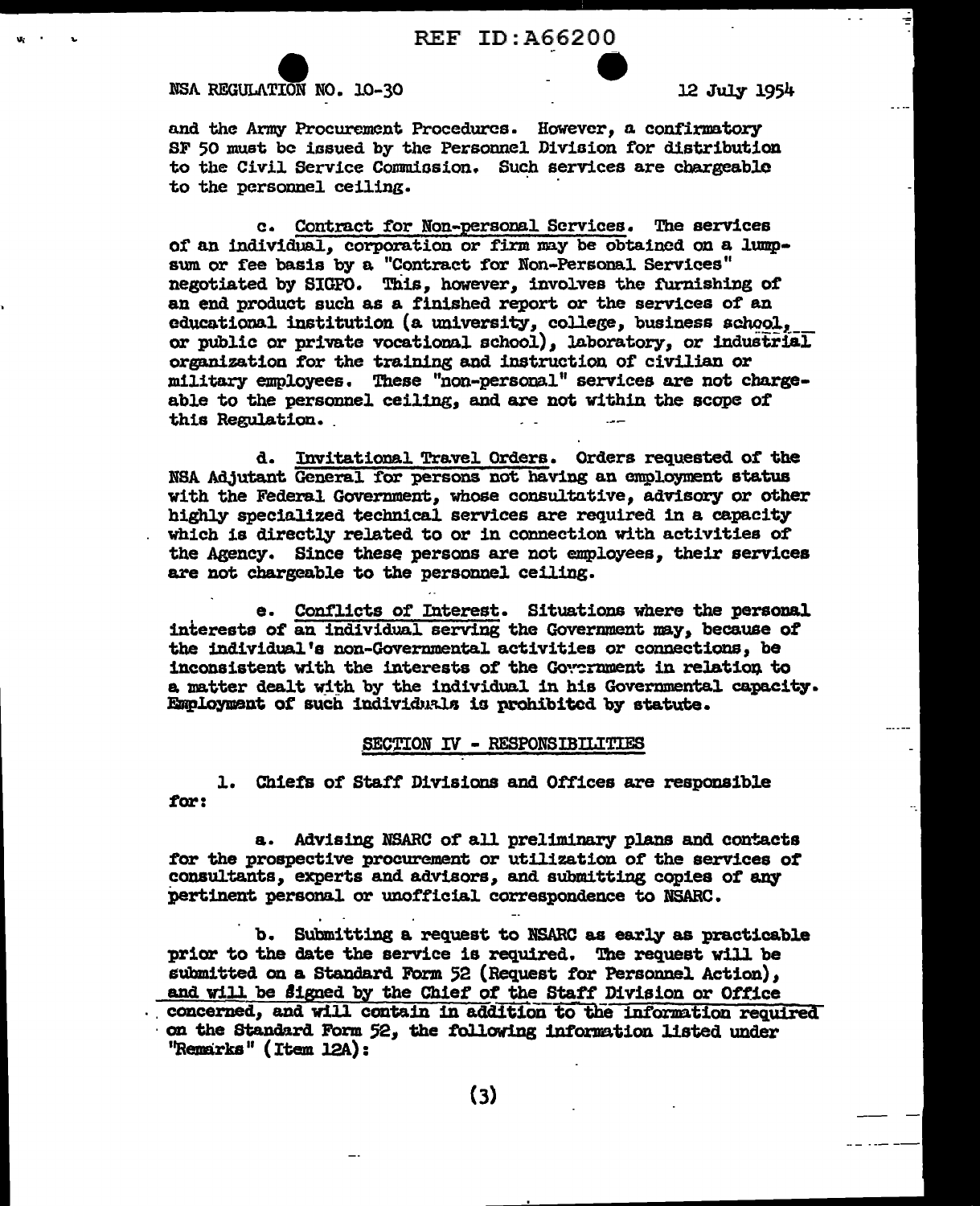and the Army Procurement Procedures. However, a confirmatory SF 50 must be issued by the Personnel Division for distribution to the Civil Service Commission. Such services are chargeable to the personnel ceiling.

c. Contract for Non-personal Services. The services of an individual, corporation or firm may be obtained on a lump-sum or fee basis by a "Contract for Non-Personal Services" negotiated by SIGPO. This, however, involves the furnishing of an end product such as a finished report or the services of an educational institution (a university, college, business school, or public or private vocational school), laboratory, or industrial organization for the training and instruction of civilian or military employees. These "non-personal" services are not chargeable to the personnel ceiling, and are not within the scope of this Regulation.

d. Invitational Travel Orders. Orders requested of the NSA Adjutant General for persons not having an employment status with the Federal Government, whose consultative, advisory or other highly specialized technical services are required in a capacity which is directly related to or in connection with activities of the Agency. Since these persons are not employees, their services are not chargeable to the personnel ceiling.

e. Conflicts of Interest. Situations where the personal interests of an individual serving the Government may, because of the individual's non-Governmental activities or connections, be inconsistent with the interests of the Government in relation to a matter dealt with by the individual in his Governmental capacity. Employment of such individuals is prohibited by statute.

## SECTION IV - RESPONSIBILITIES

1. Chiefs of Staff Divisions and Offices are responsible for:

a. Advising NSARC of all preliminary plans and contacts for the prospective procurement or utilization of the services of consultants, experts and advisors, and submitting copies of any pertinent personal or unofficial correspondence to NSARC.

b. Submitting a request to NSARC as early as practicable prior to the date the service is required. The request will be submitted on a Standard Form 52 (Request for Personnel Action), and will be signed by the Chief of the Staff Division or Office concerned, and will contain in addition to the information required on the Standard Form 52, the following information listed under "Remarks" (Item 12A):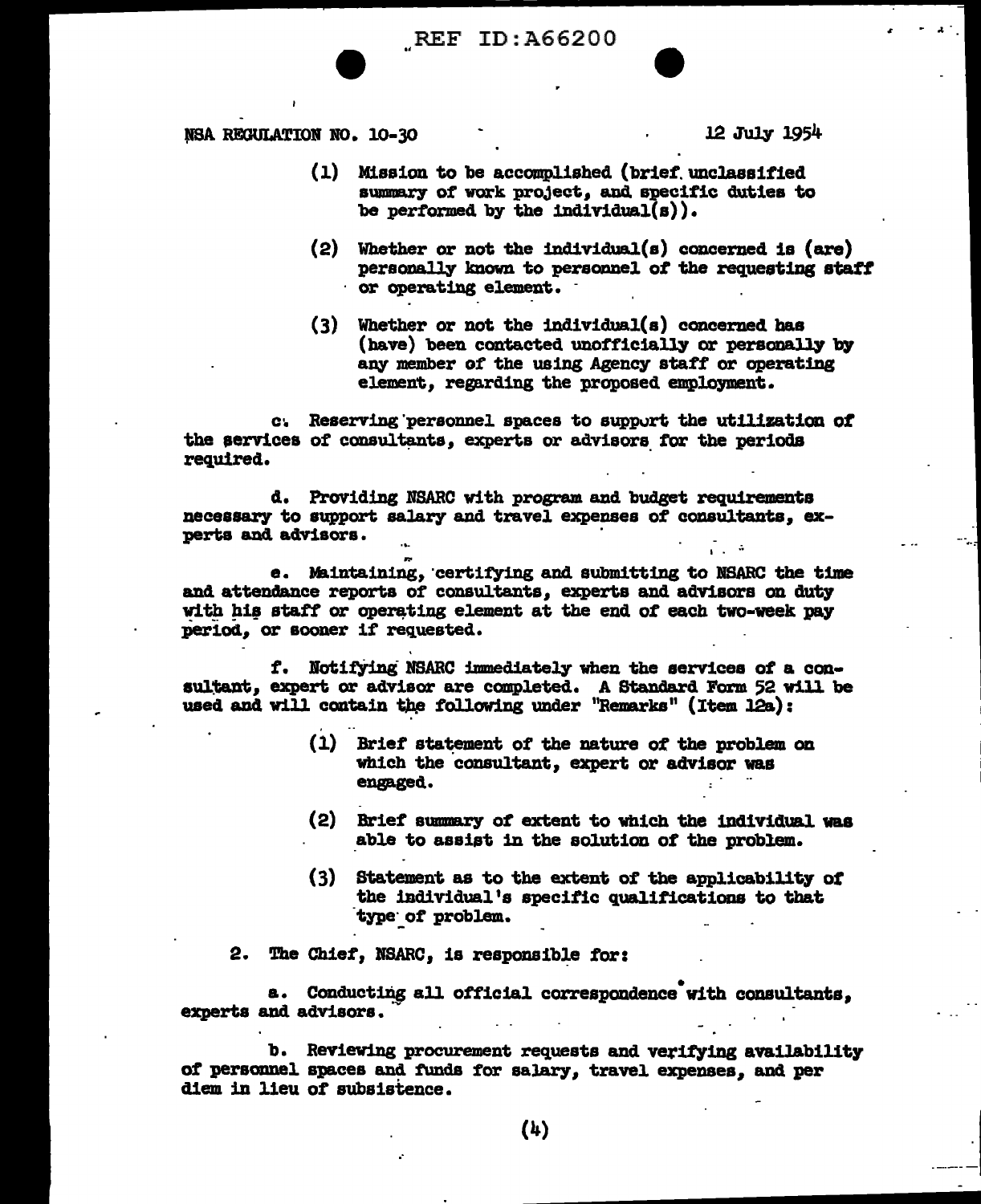(1) Mission to be accomplished (brief unclassified summary of work project, and specific duties to be performed by the individual(s)).

(2) Whether or not the individual(s) concerned is (are) personally known to personnel of the requesting staff or operating element.

(3) Whether or not the individual(s) concerned has (have) been contacted unofficially or personally by any member of the using Agency staff or operating element, regarding the proposed employment.

c. Reserving personnel spaces to support the utilization of the services of consultants, experts or advisors for the periods required.

d. Providing NSARC with program and budget requirements necessary to support salary and travel expenses of consultants, experts and advisors.

e. Maintaining, certifying and submitting to NSARC the time and attendance reports of consultants, experts and advisors on duty with his staff or operating element at the end of each two-week pay period, or sooner if requested.

f. Notifying NSARC immediately when the services of a consultant, expert or advisor are completed. A Standard Form 52 will be used and will contain the following under "Remarks" (Item 12a):

(1) Brief statement of the nature of the problem on which the consultant, expert or advisor was engaged.

(2) Brief summary of extent to which the individual was able to assist in the solution of the problem.

(3) Statement as to the extent of the applicability of the individual's specific qualifications to that type of problem.

2. The Chief, NSARC, is responsible for:

a. Conducting all official correspondence with consultants, experts and advisors.

b. Reviewing procurement requests and verifying availability of personnel spaces and funds for salary, travel expenses, and per diem in lieu of subsistence.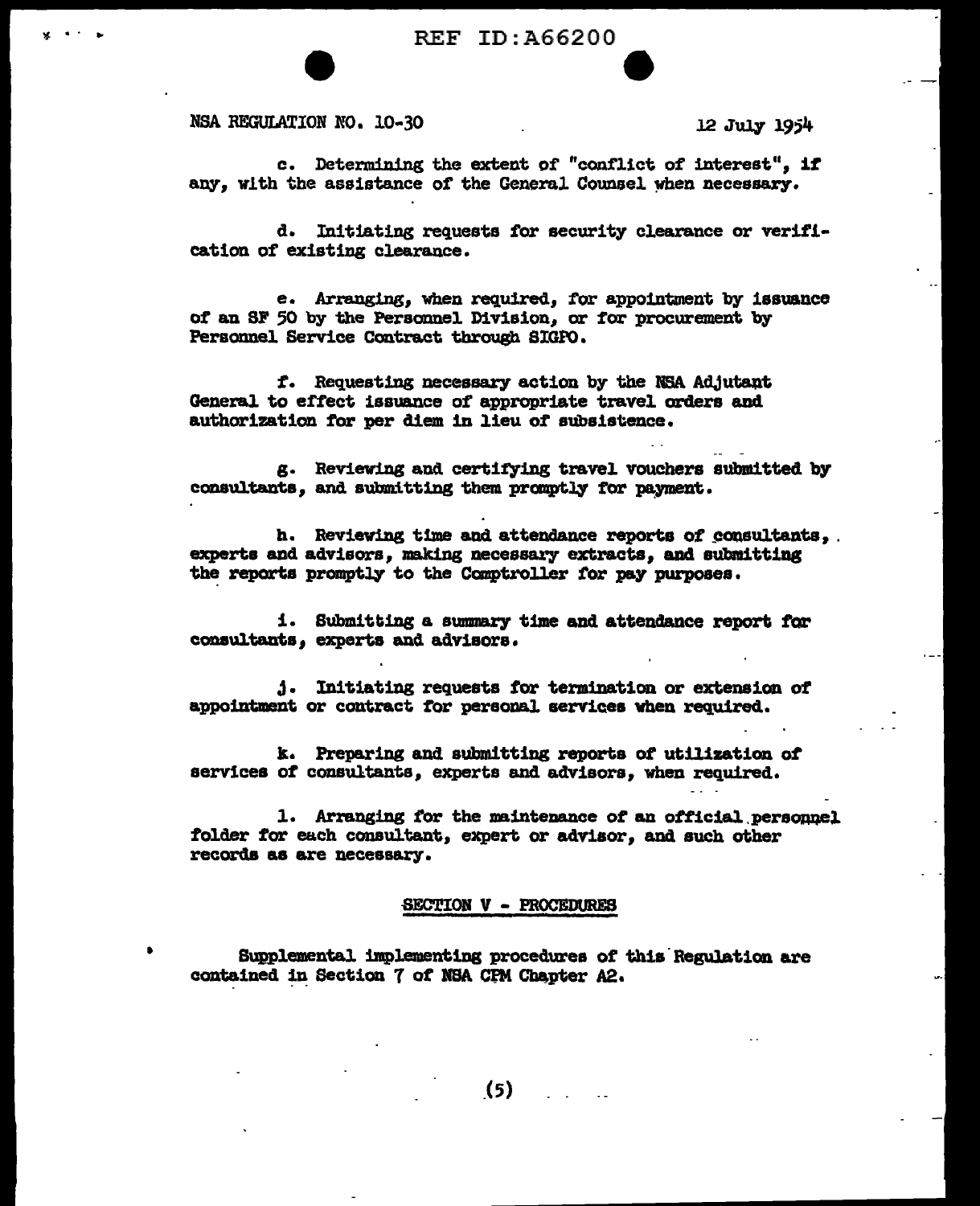c. Determining the extent of "conflict of interest", if any, with the assistance of the General Counsel when necessary.

d. Initiating requests for security clearance or verification of existing clearance.

e. Arranging, when required, for appointment by issuance of an SF 50 by the Personnel Division, or for procurement by Personnel Service Contract through SIGPO.

f. Requesting necessary action by the NSA Adjutant General to effect issuance of appropriate travel orders and authorization for per diem in lieu of subsistence.

g. Reviewing and certifying travel vouchers submitted by consultants, and submitting them promptly for payment.

h. Reviewing time and attendance reports of consultants, experts and advisors, making necessary extracts, and submitting the reports promptly to the Comptroller for pay purposes.

i. Submitting a summary time and attendance report for consultants, experts and advisors.

j. Initiating requests for termination or extension of appointment or contract for personal services when required.

k. Preparing and submitting reports of utilization of services of consultants, experts and advisors, when required.

l. Arranging for the maintenance of an official personnel folder for each consultant, expert or advisor, and such other records as are necessary.

## SECTION V - PROCEDURES

Supplemental implementing procedures of this Regulation are contained in Section 7 of NSA CPM Chapter A2.